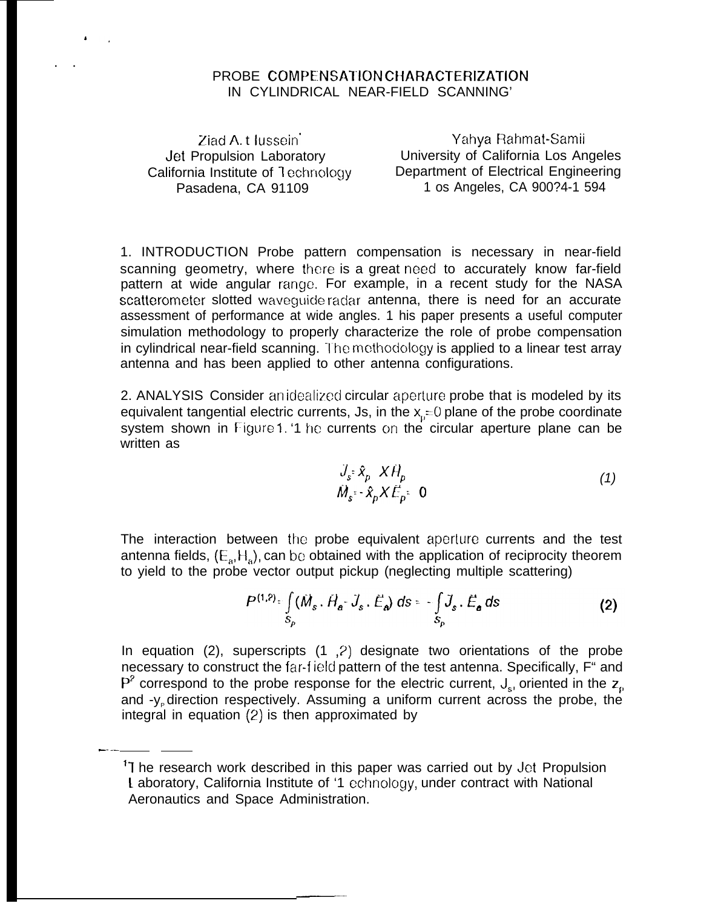# PROBE COMPENSATION CHARACTERIZATION IN CYLINDRICAL NEAR-FIELD SCANNING[1]

Ziad A. Hussein*
Jet Propulsion Laboratory
California Institute of Technology
Pasadena, CA 91109

Yahya Rahmat-Samii
University of California Los Angeles
Department of Electrical Engineering
Los Angeles, CA 90024-1594

1. INTRODUCTION Probe pattern compensation is necessary in near-field scanning geometry, where there is a great need to accurately know far-field pattern at wide angular range. For example, in a recent study for the NASA scatterometer slotted waveguide radar antenna, there is need for an accurate assessment of performance at wide angles. This paper presents a useful computer simulation methodology to properly characterize the role of probe compensation in cylindrical near-field scanning. The methodology is applied to a linear test array antenna and has been applied to other antenna configurations.

2. ANALYSIS Consider an idealized circular aperture probe that is modeled by its equivalent tangential electric currents, Js, in the $x_p=0$ plane of the probe coordinate system shown in Figure 1. The currents on the circular aperture plane can be written as

$$\vec{J}_s = \hat{x}_p \times \vec{H}_p$$
$$\vec{M}_s = -\hat{x}_p \times \vec{E}_p = 0 \tag{1}$$

The interaction between the probe equivalent aperture currents and the test antenna fields, $(E_a, H_a)$, can be obtained with the application of reciprocity theorem to yield to the probe vector output pickup (neglecting multiple scattering)

$$P^{(1,2)} = \int_{S_p} (\vec{M}_s \cdot \vec{H}_a - \vec{J}_s \cdot \vec{E}_a)\, ds = -\int_{S_p} \vec{J}_s \cdot \vec{E}_a\, ds \tag{2}$$

In equation (2), superscripts (1,2) designate two orientations of the probe necessary to construct the far-field pattern of the test antenna. Specifically, $P^1$ and $P^2$ correspond to the probe response for the electric current, $J_s$, oriented in the $z_p$ and $-y_p$ direction respectively. Assuming a uniform current across the probe, the integral in equation (2) is then approximated by

[1] The research work described in this paper was carried out by Jet Propulsion Laboratory, California Institute of Technology, under contract with National Aeronautics and Space Administration.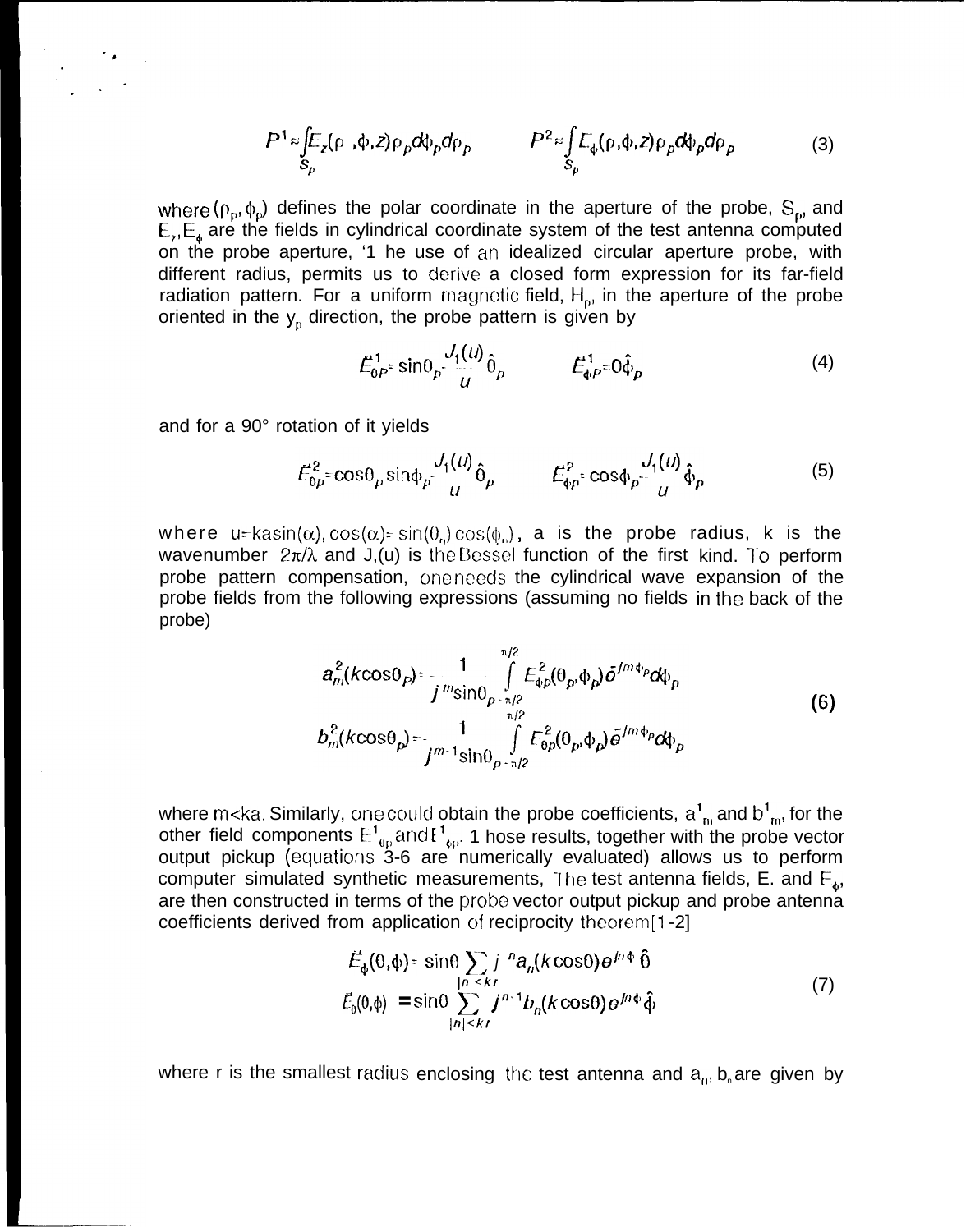$$P^1 \approx \int_{S_p} E_z(\rho, \phi, z)\rho_p d\phi_p d\rho_p \qquad P^2 \approx \int_{S_p} E_\phi(\rho, \phi, z)\rho_p d\phi_p d\rho_p \tag{3}$$

where $(\rho_p, \phi_p)$ defines the polar coordinate in the aperture of the probe, $S_p$, and $E_z, E_\phi$ are the fields in cylindrical coordinate system of the test antenna computed on the probe aperture, The use of an idealized circular aperture probe, with different radius, permits us to derive a closed form expression for its far-field radiation pattern. For a uniform magnetic field, $H_p$, in the aperture of the probe oriented in the $y_p$ direction, the probe pattern is given by

$$\vec{E}^1_{\theta P} = \sin\theta_p \frac{J_1(u)}{u}\hat{\theta}_p \qquad \vec{E}^1_{\phi P} = 0\hat{\phi}_p \tag{4}$$

and for a 90° rotation of it yields

$$\vec{E}^2_{\theta p} = \cos\theta_p \sin\phi_p \frac{J_1(u)}{u}\hat{\theta}_p \qquad \vec{E}^2_{\phi p} = \cos\phi_p \frac{J_1(u)}{u}\hat{\phi}_p \tag{5}$$

where $u = ka\sin(\alpha), \cos(\alpha) = \sin(\theta_p)\cos(\phi_p)$, a is the probe radius, k is the wavenumber $2\pi/\lambda$ and $J_1(u)$ is the Bessel function of the first kind. To perform probe pattern compensation, one needs the cylindrical wave expansion of the probe fields from the following expressions (assuming no fields in the back of the probe)

$$
\begin{aligned}
a^2_m(k\cos\theta_p) &= \frac{1}{j^m \sin\theta_p}\int_{-\pi/2}^{\pi/2} E^2_{\phi p}(\theta_p, \phi_p)e^{-jm\phi_p}d\phi_p \\
b^2_m(k\cos\theta_p) &= \frac{1}{j^{m+1}\sin\theta_p}\int_{-\pi/2}^{\pi/2} E^2_{\theta p}(\theta_p, \phi_p)e^{-jm\phi_p}d\phi_p
\end{aligned}
\tag{6}
$$

where $m<ka$. Similarly, one could obtain the probe coefficients, $a^1_m$ and $b^1_m$, for the other field components $E^1_{\theta p}$ and $E^1_{\phi p}$. Those results, together with the probe vector output pickup (equations 3-6 are numerically evaluated) allows us to perform computer simulated synthetic measurements, The test antenna fields, $E_\theta$ and $E_\phi$, are then constructed in terms of the probe vector output pickup and probe antenna coefficients derived from application of reciprocity theorem[1-2]

$$
\begin{aligned}
\vec{E}_\phi(\theta, \phi) &= \sin\theta \sum_{|n|<kr} j^n a_n(k\cos\theta)e^{jn\phi}\hat{\theta} \\
\vec{E}_\theta(\theta, \phi) &= \sin\theta \sum_{|n|<kr} j^{n+1} b_n(k\cos\theta)e^{jn\phi}\hat{\phi}
\end{aligned}
\tag{7}
$$

where r is the smallest radius enclosing the test antenna and $a_n$, $b_n$ are given by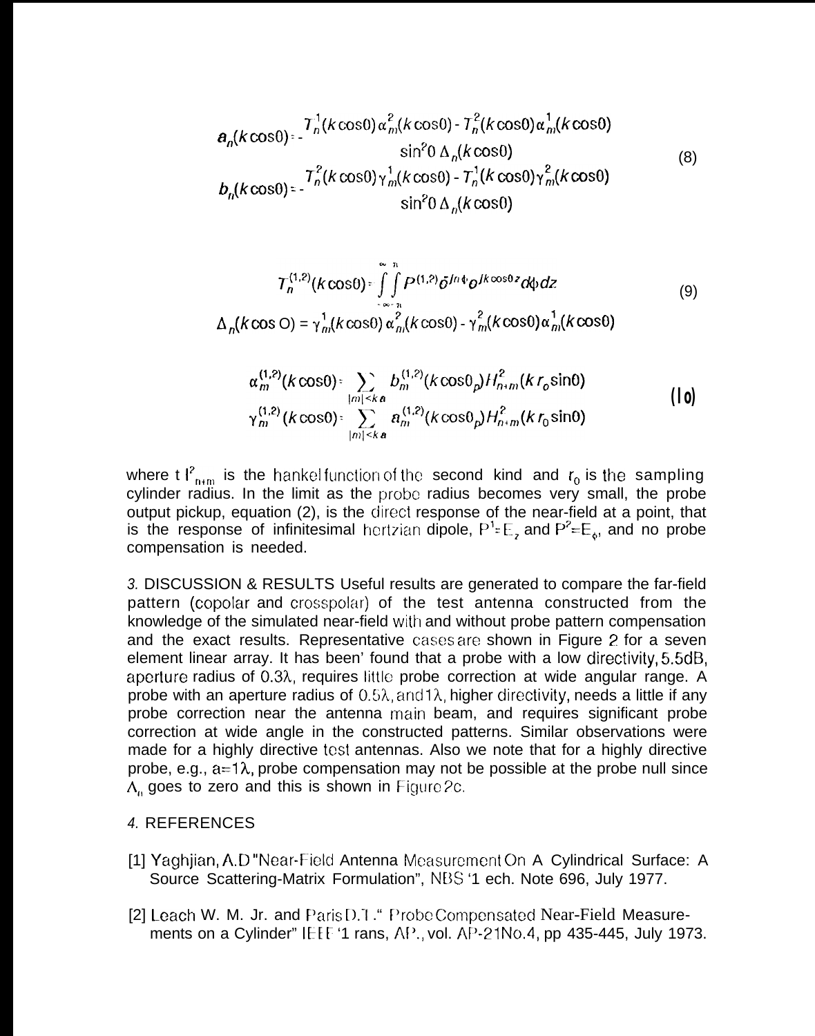$$a_n(k\cos\theta) = -\frac{T_n^1(k\cos\theta)\,\alpha_m^2(k\cos\theta) - T_n^2(k\cos\theta)\,\alpha_m^1(k\cos\theta)}{\sin^2\theta\,\Delta_n(k\cos\theta)}$$

$$b_n(k\cos\theta) = -\frac{T_n^2(k\cos\theta)\,\gamma_m^1(k\cos\theta) - T_n^1(k\cos\theta)\,\gamma_m^2(k\cos\theta)}{\sin^2\theta\,\Delta_n(k\cos\theta)} \tag{8}$$

$$T_n^{(1,2)}(k\cos\theta) = \int_{-\infty}^{\infty}\int_{-\pi}^{\pi} P^{(1,2)} e^{jn\phi} e^{jk\cos\theta z}\, d\phi\, dz$$

$$\Delta_n(k\cos\theta) = \gamma_m^1(k\cos\theta)\,\alpha_n^2(k\cos\theta) - \gamma_m^2(k\cos\theta)\,\alpha_m^1(k\cos\theta) \tag{9}$$

$$\alpha_m^{(1,2)}(k\cos\theta) = \sum_{|m|<ka} b_m^{(1,2)}(k\cos\theta_p)\,H_{n+m}^2(kr_o\sin\theta)$$

$$\gamma_m^{(1,2)}(k\cos\theta) = \sum_{|m|<ka} a_m^{(1,2)}(k\cos\theta_p)\,H_{n+m}^2(kr_0\sin\theta) \tag{10}$$

where $H^2_{n+m}$ is the hankel function of the second kind and $r_0$ is the sampling cylinder radius. In the limit as the probe radius becomes very small, the probe output pickup, equation (2), is the direct response of the near-field at a point, that is the response of infinitesimal hertzian dipole, $P^1 = E_z$ and $P^2 = E_\phi$, and no probe compensation is needed.

*3.* DISCUSSION & RESULTS Useful results are generated to compare the far-field pattern (copolar and crosspolar) of the test antenna constructed from the knowledge of the simulated near-field with and without probe pattern compensation and the exact results. Representative cases are shown in Figure 2 for a seven element linear array. It has been' found that a probe with a low directivity, 5.5dB, aperture radius of 0.3λ, requires little probe correction at wide angular range. A probe with an aperture radius of 0.5λ, and 1λ, higher directivity, needs a little if any probe correction near the antenna main beam, and requires significant probe correction at wide angle in the constructed patterns. Similar observations were made for a highly directive test antennas. Also we note that for a highly directive probe, e.g., a=1λ, probe compensation may not be possible at the probe null since $\Delta_n$ goes to zero and this is shown in Figure 2c.

*4.* REFERENCES

[1] Yaghjian, A.D "Near-Field Antenna Measurement On A Cylindrical Surface: A Source Scattering-Matrix Formulation", NBS Tech. Note 696, July 1977.

[2] Leach W. M. Jr. and Paris D.T." Probe Compensated Near-Field Measurements on a Cylinder" IEEE Trans, AP., vol. AP-21 No.4, pp 435-445, July 1973.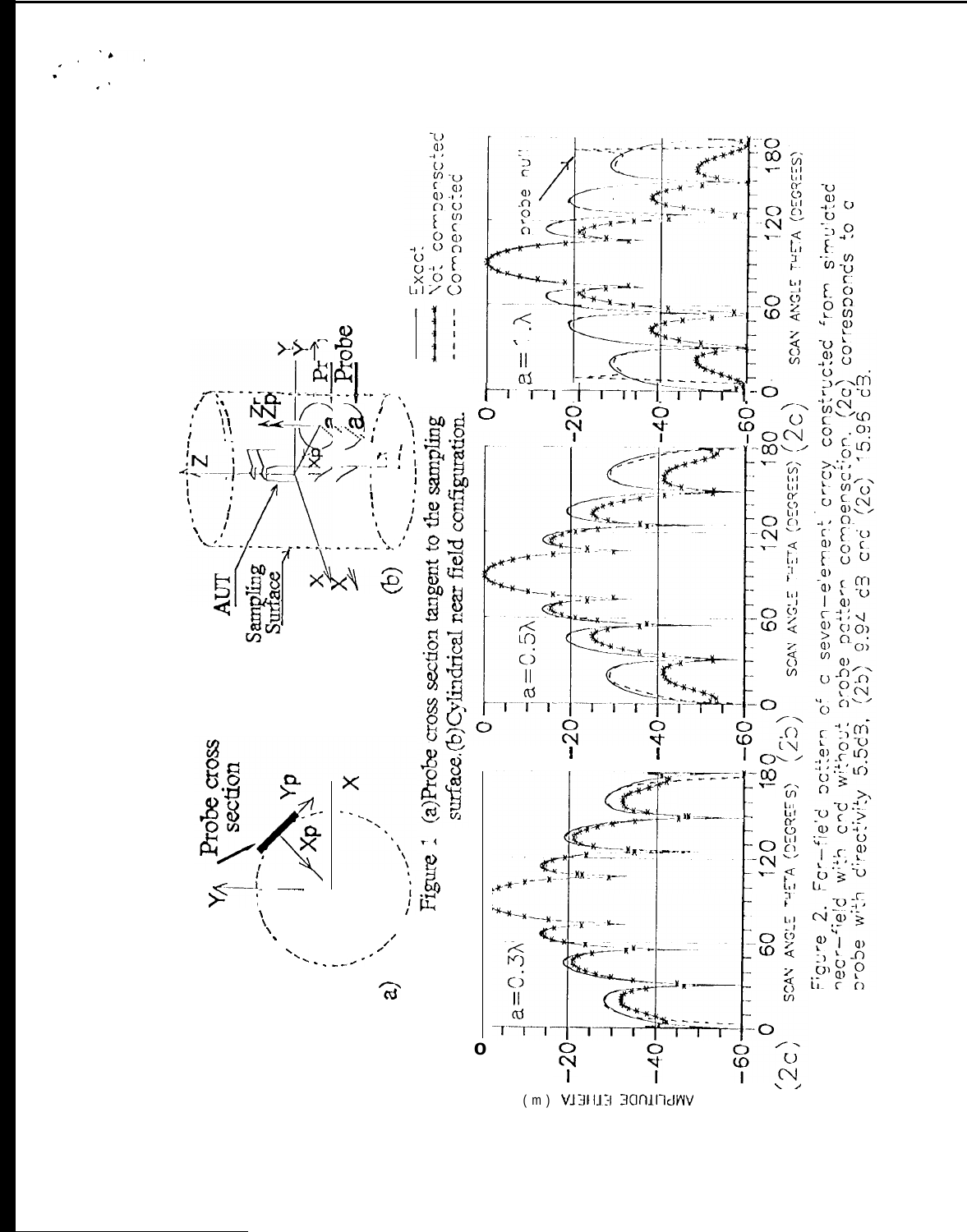a)

Probe cross section

Y

Xp

Yp

X

(b)

AUT

Sampling Surface

Z

Zr

Zp

Xp

a

Pr

Probe

Y

X

Figure 1 (a)Probe cross section tangent to the sampling surface.(b)Cylindrical near field configuration.

Exact

Not compensated

Compensated

AMPLITUDE ETHETA (m)

0

-20

-40

-60

a = 0.3λ

0 60 120 180

SCAN ANGLE THETA (DEGREES)

(2a)

a = 0.5λ

0 60 120 180

SCAN ANGLE THETA (DEGREES)

(2b)

a = 1.λ

probe null

0 60 120 180

SCAN ANGLE THETA (DEGREES)

(2c)

Figure 2. Far-field pattern of a seven-element array constructed from simulated near-field with and without probe pattern compensation. (2a) corresponds to a probe with directivity 5.5dB, (2b) 9.94 dB and (2c) 15.95 dB.